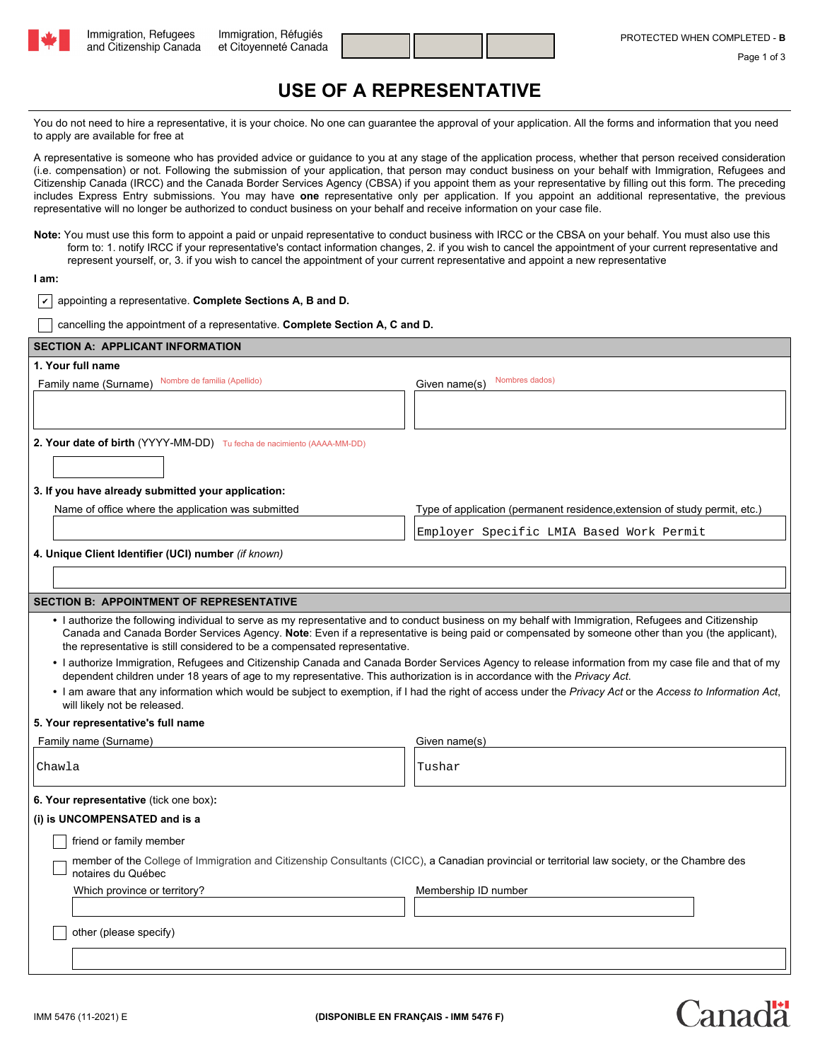Immigration, Refugees and Citizenship Canada | Immigration, Réfugiés et Citoyenneté Canada

PROTECTED WHEN COMPLETED - B

# USE OF A REPRESENTATIVE

You do not need to hire a representative, it is your choice. No one can guarantee the approval of your application. All the forms and information that you need to apply are available for free at

A representative is someone who has provided advice or guidance to you at any stage of the application process, whether that person received consideration (i.e. compensation) or not. Following the submission of your application, that person may conduct business on your behalf with Immigration, Refugees and Citizenship Canada (IRCC) and the Canada Border Services Agency (CBSA) if you appoint them as your representative by filling out this form. The preceding includes Express Entry submissions. You may have **one** representative only per application. If you appoint an additional representative, the previous representative will no longer be authorized to conduct business on your behalf and receive information on your case file.

**Note:** You must use this form to appoint a paid or unpaid representative to conduct business with IRCC or the CBSA on your behalf. You must also use this form to: 1. notify IRCC if your representative's contact information changes, 2. if you wish to cancel the appointment of your current representative and represent yourself, or, 3. if you wish to cancel the appointment of your current representative and appoint a new representative

**I am:**

- [x] appointing a representative. **Complete Sections A, B and D.**
- [ ] cancelling the appointment of a representative. **Complete Section A, C and D.**

## SECTION A: APPLICANT INFORMATION

**1. Your full name**

Family name (Surname) Nombre de familia (Apellido): 

Given name(s) Nombres dados): 

**2. Your date of birth** (YYYY-MM-DD) Tu fecha de nacimiento (AAAA-MM-DD): 

**3. If you have already submitted your application:**

Name of office where the application was submitted: 

Type of application (permanent residence,extension of study permit, etc.): Employer Specific LMIA Based Work Permit

**4. Unique Client Identifier (UCI) number** *(if known)*: 

## SECTION B: APPOINTMENT OF REPRESENTATIVE

- I authorize the following individual to serve as my representative and to conduct business on my behalf with Immigration, Refugees and Citizenship Canada and Canada Border Services Agency. **Note**: Even if a representative is being paid or compensated by someone other than you (the applicant), the representative is still considered to be a compensated representative.
- I authorize Immigration, Refugees and Citizenship Canada and Canada Border Services Agency to release information from my case file and that of my dependent children under 18 years of age to my representative. This authorization is in accordance with the *Privacy Act*.
- I am aware that any information which would be subject to exemption, if I had the right of access under the *Privacy Act* or the *Access to Information Act*, will likely not be released.

**5. Your representative's full name**

Family name (Surname): Chawla

Given name(s): Tushar

**6. Your representative** (tick one box):

**(i) is UNCOMPENSATED and is a**

- [ ] friend or family member
- [ ] member of the College of Immigration and Citizenship Consultants (CICC), a Canadian provincial or territorial law society, or the Chambre des notaires du Québec

Which province or territory? 

Membership ID number: 

- [ ] other (please specify)

IMM 5476 (11-2021) E

(DISPONIBLE EN FRANÇAIS - IMM 5476 F)

Canada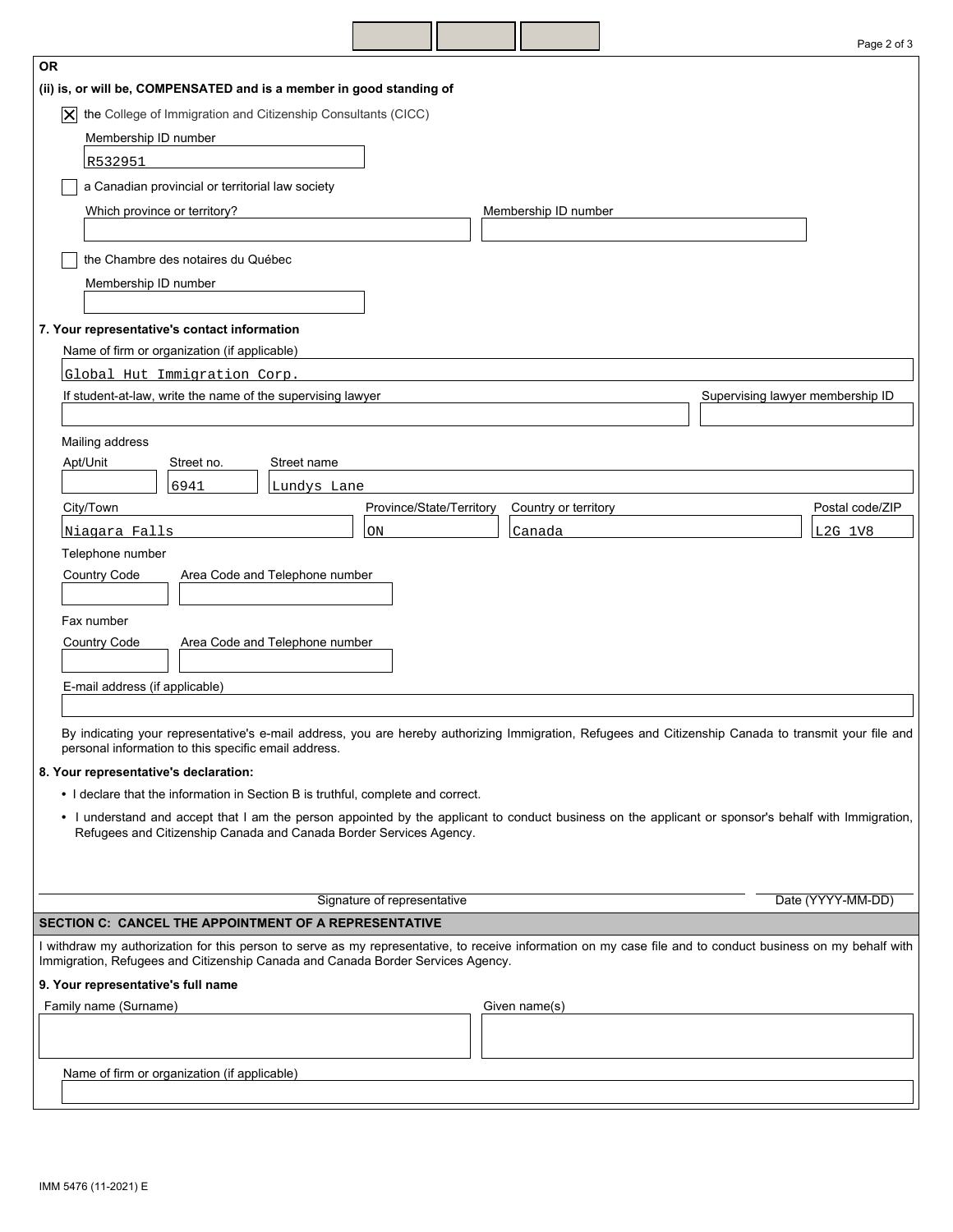**OR**

**(ii) is, or will be, COMPENSATED and is a member in good standing of**

- [x] the College of Immigration and Citizenship Consultants (CICC)

  Membership ID number: R532951

- [ ] a Canadian provincial or territorial law society

  Which province or territory?:

  Membership ID number:

- [ ] the Chambre des notaires du Québec

  Membership ID number:

**7. Your representative's contact information**

Name of firm or organization (if applicable): Global Hut Immigration Corp.

If student-at-law, write the name of the supervising lawyer:

Supervising lawyer membership ID:

Mailing address

| Apt/Unit | Street no. | Street name |
|---|---|---|
| | 6941 | Lundys Lane |

| City/Town | Province/State/Territory | Country or territory | Postal code/ZIP |
|---|---|---|---|
| Niagara Falls | ON | Canada | L2G 1V8 |

Telephone number

| Country Code | Area Code and Telephone number |
|---|---|
| | |

Fax number

| Country Code | Area Code and Telephone number |
|---|---|
| | |

E-mail address (if applicable):

By indicating your representative's e-mail address, you are hereby authorizing Immigration, Refugees and Citizenship Canada to transmit your file and personal information to this specific email address.

**8. Your representative's declaration:**

- I declare that the information in Section B is truthful, complete and correct.
- I understand and accept that I am the person appointed by the applicant to conduct business on the applicant or sponsor's behalf with Immigration, Refugees and Citizenship Canada and Canada Border Services Agency.

Signature of representative: ______________________ Date (YYYY-MM-DD): __________

## SECTION C: CANCEL THE APPOINTMENT OF A REPRESENTATIVE

I withdraw my authorization for this person to serve as my representative, to receive information on my case file and to conduct business on my behalf with Immigration, Refugees and Citizenship Canada and Canada Border Services Agency.

**9. Your representative's full name**

| Family name (Surname) | Given name(s) |
|---|---|
| | |

Name of firm or organization (if applicable):

IMM 5476 (11-2021) E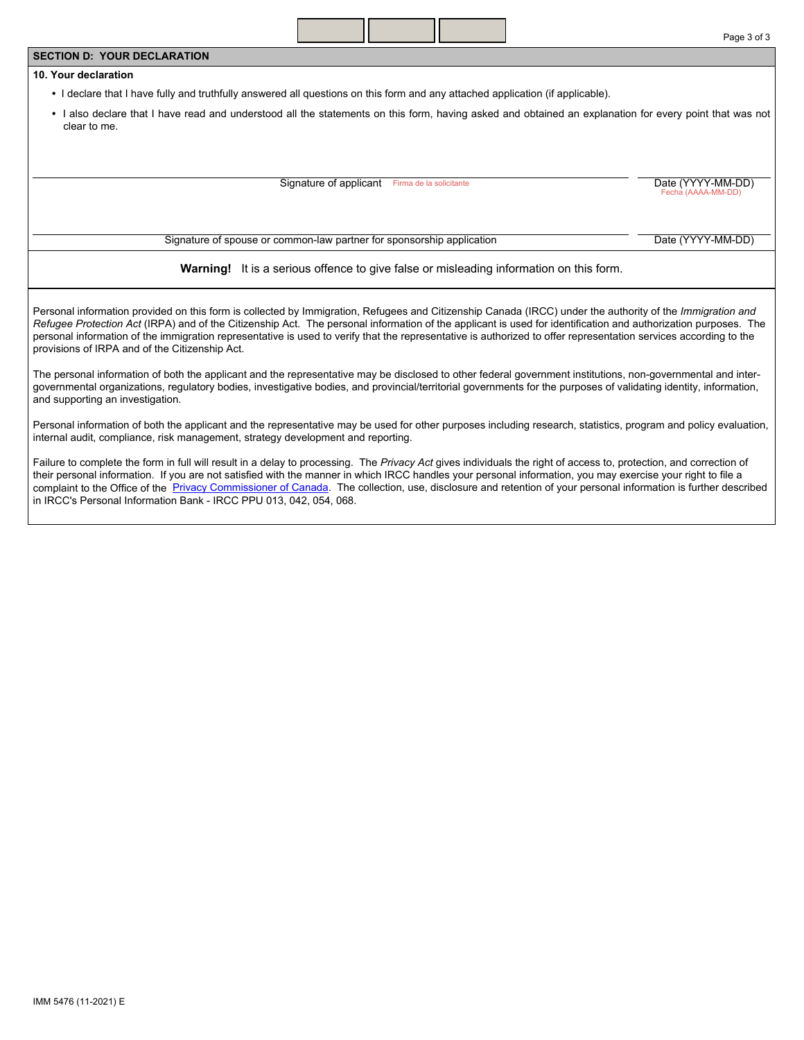## SECTION D: YOUR DECLARATION

**10. Your declaration**

- I declare that I have fully and truthfully answered all questions on this form and any attached application (if applicable).
- I also declare that I have read and understood all the statements on this form, having asked and obtained an explanation for every point that was not clear to me.

| | |
|---|---|
| Signature of applicant Firma de la solicitante | Date (YYYY-MM-DD) Fecha (AAAA-MM-DD) |
| Signature of spouse or common-law partner for sponsorship application | Date (YYYY-MM-DD) |

**Warning!** It is a serious offence to give false or misleading information on this form.

Personal information provided on this form is collected by Immigration, Refugees and Citizenship Canada (IRCC) under the authority of the *Immigration and Refugee Protection Act* (IRPA) and of the Citizenship Act. The personal information of the applicant is used for identification and authorization purposes. The personal information of the immigration representative is used to verify that the representative is authorized to offer representation services according to the provisions of IRPA and of the Citizenship Act.

The personal information of both the applicant and the representative may be disclosed to other federal government institutions, non-governmental and inter-governmental organizations, regulatory bodies, investigative bodies, and provincial/territorial governments for the purposes of validating identity, information, and supporting an investigation.

Personal information of both the applicant and the representative may be used for other purposes including research, statistics, program and policy evaluation, internal audit, compliance, risk management, strategy development and reporting.

Failure to complete the form in full will result in a delay to processing. The *Privacy Act* gives individuals the right of access to, protection, and correction of their personal information. If you are not satisfied with the manner in which IRCC handles your personal information, you may exercise your right to file a complaint to the Office of the Privacy Commissioner of Canada. The collection, use, disclosure and retention of your personal information is further described in IRCC's Personal Information Bank - IRCC PPU 013, 042, 054, 068.

IMM 5476 (11-2021) E